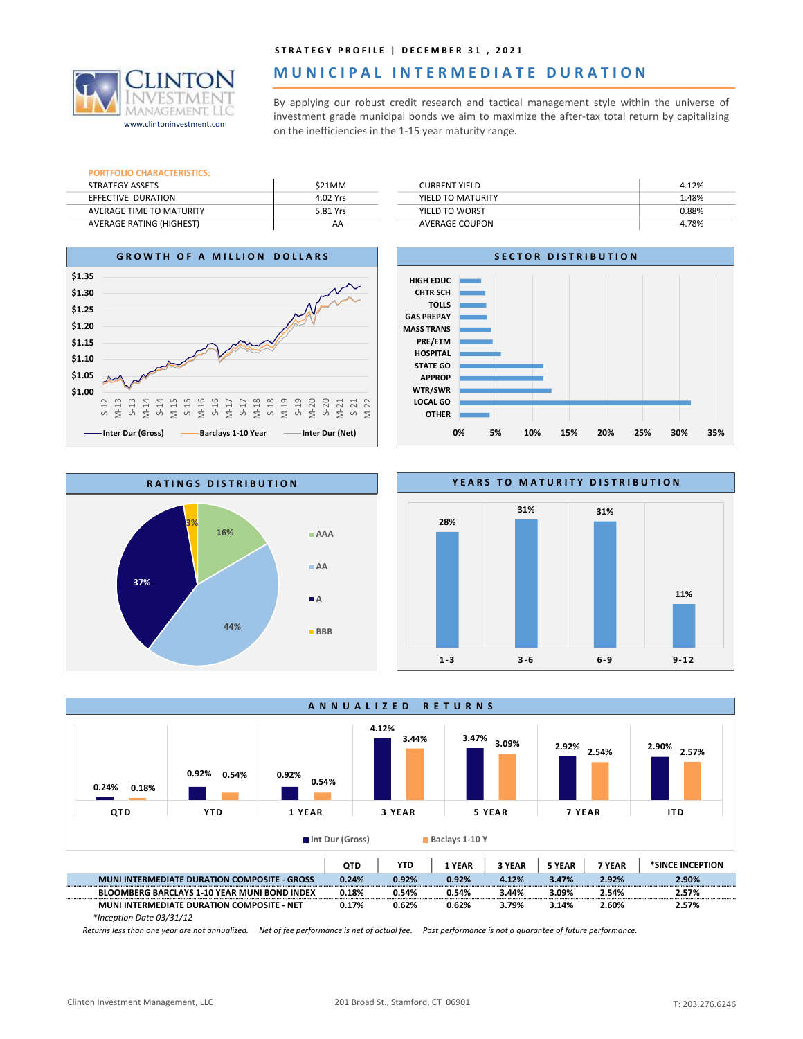STRATEGY PROFILE | DECEMBER 31, 2021

# MUNICIPAL INTERMEDIATE DURATION

Clinton Investment Management, LLC
www.clintoninvestment.com

By applying our robust credit research and tactical management style within the universe of investment grade municipal bonds we aim to maximize the after-tax total return by capitalizing on the inefficiencies in the 1-15 year maturity range.

## PORTFOLIO CHARACTERISTICS:

| | |
|---|---|
| STRATEGY ASSETS | $21MM |
| EFFECTIVE DURATION | 4.02 Yrs |
| AVERAGE TIME TO MATURITY | 5.81 Yrs |
| AVERAGE RATING (HIGHEST) | AA- |

| | |
|---|---|
| CURRENT YIELD | 4.12% |
| YIELD TO MATURITY | 1.48% |
| YIELD TO WORST | 0.88% |
| AVERAGE COUPON | 4.78% |

## GROWTH OF A MILLION DOLLARS

Legend: Inter Dur (Gross), Barclays 1-10 Year, Inter Dur (Net)

## SECTOR DISTRIBUTION

HIGH EDUC, CHTR SCH, TOLLS, GAS PREPAY, MASS TRANS, PRE/ETM, HOSPITAL, STATE GO, APPROP, WTR/SWR, LOCAL GO, OTHER

## RATINGS DISTRIBUTION

| Rating | % |
|---|---|
| AAA | 16% |
| AA | 44% |
| A | 37% |
| BBB | 3% |

## YEARS TO MATURITY DISTRIBUTION

| Years | % |
|---|---|
| 1-3 | 28% |
| 3-6 | 31% |
| 6-9 | 31% |
| 9-12 | 11% |

## ANNUALIZED RETURNS

| | QTD | YTD | 1 YEAR | 3 YEAR | 5 YEAR | 7 YEAR | *SINCE INCEPTION |
|---|---|---|---|---|---|---|---|
| MUNI INTERMEDIATE DURATION COMPOSITE - GROSS | 0.24% | 0.92% | 0.92% | 4.12% | 3.47% | 2.92% | 2.90% |
| BLOOMBERG BARCLAYS 1-10 YEAR MUNI BOND INDEX | 0.18% | 0.54% | 0.54% | 3.44% | 3.09% | 2.54% | 2.57% |
| MUNI INTERMEDIATE DURATION COMPOSITE - NET | 0.17% | 0.62% | 0.62% | 3.79% | 3.14% | 2.60% | 2.57% |

*\*Inception Date 03/31/12*

*Returns less than one year are not annualized. Net of fee performance is net of actual fee. Past performance is not a guarantee of future performance.*

Clinton Investment Management, LLC 201 Broad St., Stamford, CT 06901 T: 203.276.6246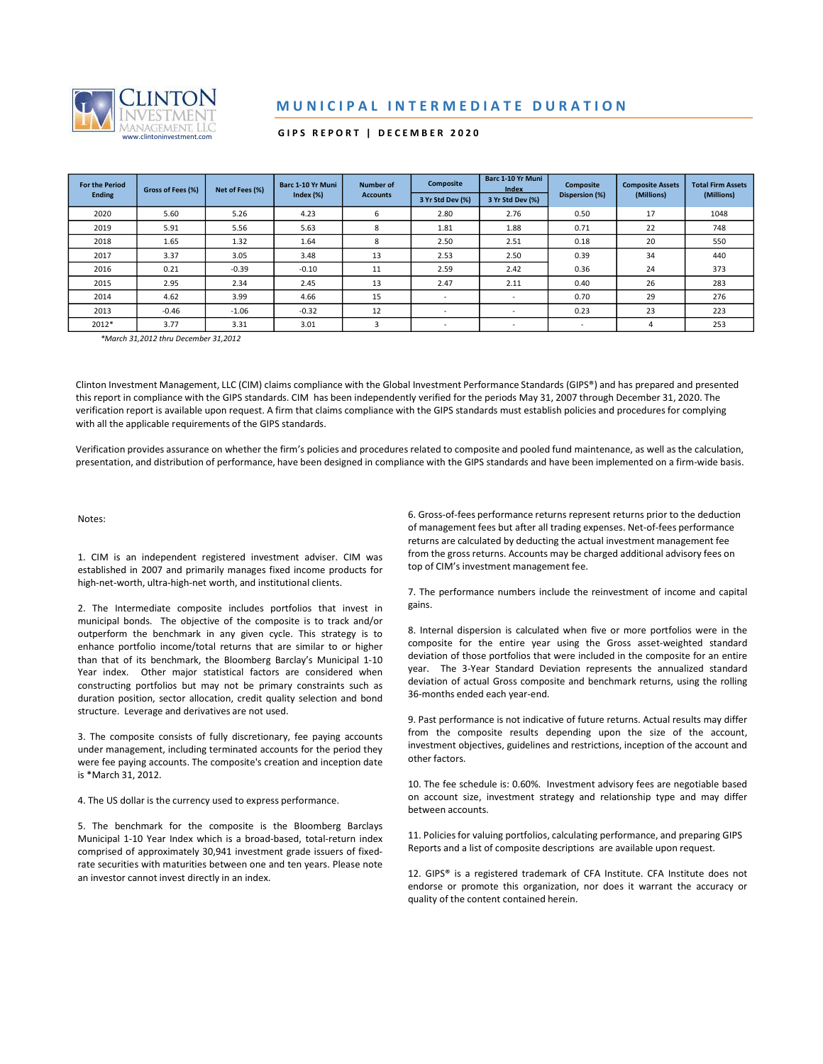# MUNICIPAL INTERMEDIATE DURATION

**GIPS REPORT | DECEMBER 2020**

| For the Period Ending | Gross of Fees (%) | Net of Fees (%) | Barc 1-10 Yr Muni Index (%) | Number of Accounts | Composite | Barc 1-10 Yr Muni Index | Composite Dispersion (%) | Composite Assets (Millions) | Total Firm Assets (Millions) |
|---|---|---|---|---|---|---|---|---|---|
| | | | | | 3 Yr Std Dev (%) | 3 Yr Std Dev (%) | | | |
| 2020 | 5.60 | 5.26 | 4.23 | 6 | 2.80 | 2.76 | 0.50 | 17 | 1048 |
| 2019 | 5.91 | 5.56 | 5.63 | 8 | 1.81 | 1.88 | 0.71 | 22 | 748 |
| 2018 | 1.65 | 1.32 | 1.64 | 8 | 2.50 | 2.51 | 0.18 | 20 | 550 |
| 2017 | 3.37 | 3.05 | 3.48 | 13 | 2.53 | 2.50 | 0.39 | 34 | 440 |
| 2016 | 0.21 | -0.39 | -0.10 | 11 | 2.59 | 2.42 | 0.36 | 24 | 373 |
| 2015 | 2.95 | 2.34 | 2.45 | 13 | 2.47 | 2.11 | 0.40 | 26 | 283 |
| 2014 | 4.62 | 3.99 | 4.66 | 15 | - | - | 0.70 | 29 | 276 |
| 2013 | -0.46 | -1.06 | -0.32 | 12 | - | - | 0.23 | 23 | 223 |
| 2012* | 3.77 | 3.31 | 3.01 | 3 | - | - | - | 4 | 253 |

*March 31,2012 thru December 31,2012

Clinton Investment Management, LLC (CIM) claims compliance with the Global Investment Performance Standards (GIPS®) and has prepared and presented this report in compliance with the GIPS standards. CIM has been independently verified for the periods May 31, 2007 through December 31, 2020. The verification report is available upon request. A firm that claims compliance with the GIPS standards must establish policies and procedures for complying with all the applicable requirements of the GIPS standards.

Verification provides assurance on whether the firm's policies and procedures related to composite and pooled fund maintenance, as well as the calculation, presentation, and distribution of performance, have been designed in compliance with the GIPS standards and have been implemented on a firm-wide basis.

Notes:

1. CIM is an independent registered investment adviser. CIM was established in 2007 and primarily manages fixed income products for high-net-worth, ultra-high-net worth, and institutional clients.

2. The Intermediate composite includes portfolios that invest in municipal bonds. The objective of the composite is to track and/or outperform the benchmark in any given cycle. This strategy is to enhance portfolio income/total returns that are similar to or higher than that of its benchmark, the Bloomberg Barclay's Municipal 1-10 Year index. Other major statistical factors are considered when constructing portfolios but may not be primary constraints such as duration position, sector allocation, credit quality selection and bond structure. Leverage and derivatives are not used.

3. The composite consists of fully discretionary, fee paying accounts under management, including terminated accounts for the period they were fee paying accounts. The composite's creation and inception date is *March 31, 2012.

4. The US dollar is the currency used to express performance.

5. The benchmark for the composite is the Bloomberg Barclays Municipal 1-10 Year Index which is a broad-based, total-return index comprised of approximately 30,941 investment grade issuers of fixed-rate securities with maturities between one and ten years. Please note an investor cannot invest directly in an index.

6. Gross-of-fees performance returns represent returns prior to the deduction of management fees but after all trading expenses. Net-of-fees performance returns are calculated by deducting the actual investment management fee from the gross returns. Accounts may be charged additional advisory fees on top of CIM's investment management fee.

7. The performance numbers include the reinvestment of income and capital gains.

8. Internal dispersion is calculated when five or more portfolios were in the composite for the entire year using the Gross asset-weighted standard deviation of those portfolios that were included in the composite for an entire year. The 3-Year Standard Deviation represents the annualized standard deviation of actual Gross composite and benchmark returns, using the rolling 36-months ended each year-end.

9. Past performance is not indicative of future returns. Actual results may differ from the composite results depending upon the size of the account, investment objectives, guidelines and restrictions, inception of the account and other factors.

10. The fee schedule is: 0.60%. Investment advisory fees are negotiable based on account size, investment strategy and relationship type and may differ between accounts.

11. Policies for valuing portfolios, calculating performance, and preparing GIPS Reports and a list of composite descriptions are available upon request.

12. GIPS® is a registered trademark of CFA Institute. CFA Institute does not endorse or promote this organization, nor does it warrant the accuracy or quality of the content contained herein.